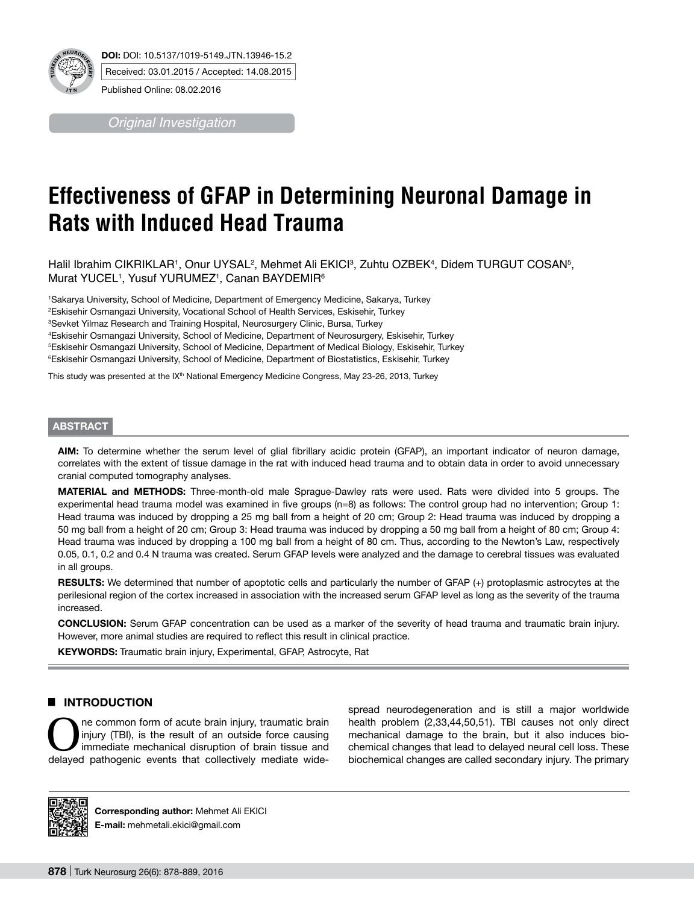**DOI:** DOI: 10.5137/1019-5149.JTN.13946-15.2

Received: 03.01.2015 / Accepted: 14.08.2015

Published Online: 08.02.2016

*Original Investigation*

# Effectiveness of GFAP in Determining Neuronal Damage in Rats with Induced Head Trauma

Halil Ibrahim CIKRIKLAR[1], Onur UYSAL[2], Mehmet Ali EKICI[3], Zuhtu OZBEK[4], Didem TURGUT COSAN[5], Murat YUCEL[1], Yusuf YURUMEZ[1], Canan BAYDEMIR[6]

[1]Sakarya University, School of Medicine, Department of Emergency Medicine, Sakarya, Turkey
[2]Eskisehir Osmangazi University, Vocational School of Health Services, Eskisehir, Turkey
[3]Sevket Yilmaz Research and Training Hospital, Neurosurgery Clinic, Bursa, Turkey
[4]Eskisehir Osmangazi University, School of Medicine, Department of Neurosurgery, Eskisehir, Turkey
[5]Eskisehir Osmangazi University, School of Medicine, Department of Medical Biology, Eskisehir, Turkey
[6]Eskisehir Osmangazi University, School of Medicine, Department of Biostatistics, Eskisehir, Turkey

This study was presented at the IX$^{th}$ National Emergency Medicine Congress, May 23-26, 2013, Turkey

## ABSTRACT

**AIM:** To determine whether the serum level of glial fibrillary acidic protein (GFAP), an important indicator of neuron damage, correlates with the extent of tissue damage in the rat with induced head trauma and to obtain data in order to avoid unnecessary cranial computed tomography analyses.

**MATERIAL and METHODS:** Three-month-old male Sprague-Dawley rats were used. Rats were divided into 5 groups. The experimental head trauma model was examined in five groups (n=8) as follows: The control group had no intervention; Group 1: Head trauma was induced by dropping a 25 mg ball from a height of 20 cm; Group 2: Head trauma was induced by dropping a 50 mg ball from a height of 20 cm; Group 3: Head trauma was induced by dropping a 50 mg ball from a height of 80 cm; Group 4: Head trauma was induced by dropping a 100 mg ball from a height of 80 cm. Thus, according to the Newton's Law, respectively 0.05, 0.1, 0.2 and 0.4 N trauma was created. Serum GFAP levels were analyzed and the damage to cerebral tissues was evaluated in all groups.

**RESULTS:** We determined that number of apoptotic cells and particularly the number of GFAP (+) protoplasmic astrocytes at the perilesional region of the cortex increased in association with the increased serum GFAP level as long as the severity of the trauma increased.

**CONCLUSION:** Serum GFAP concentration can be used as a marker of the severity of head trauma and traumatic brain injury. However, more animal studies are required to reflect this result in clinical practice.

**KEYWORDS:** Traumatic brain injury, Experimental, GFAP, Astrocyte, Rat

## INTRODUCTION

One common form of acute brain injury, traumatic brain injury (TBI), is the result of an outside force causing immediate mechanical disruption of brain tissue and delayed pathogenic events that collectively mediate widespread neurodegeneration and is still a major worldwide health problem (2,33,44,50,51). TBI causes not only direct mechanical damage to the brain, but it also induces biochemical changes that lead to delayed neural cell loss. These biochemical changes are called secondary injury. The primary

**Corresponding author:** Mehmet Ali EKICI
**E-mail:** mehmetali.ekici@gmail.com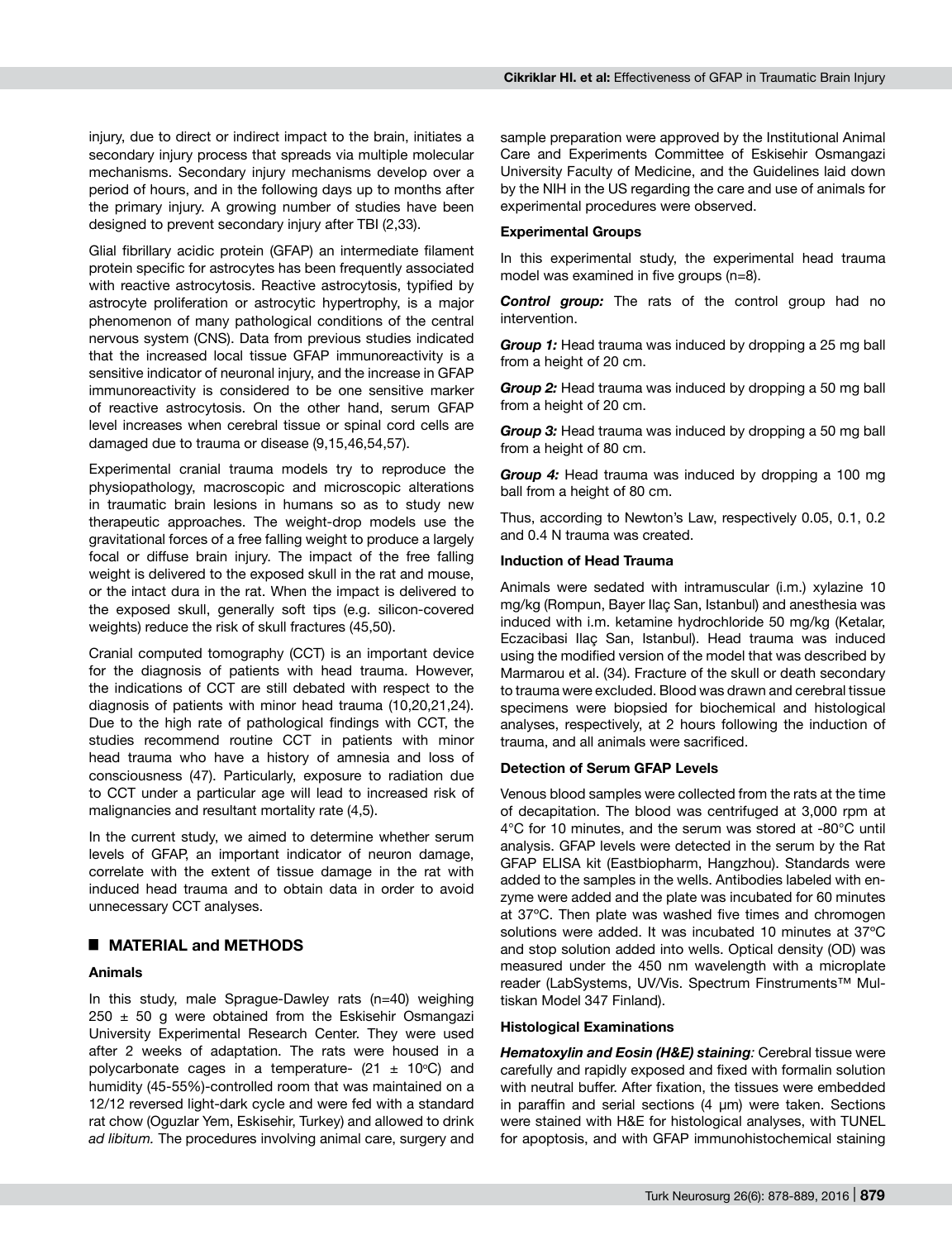injury, due to direct or indirect impact to the brain, initiates a secondary injury process that spreads via multiple molecular mechanisms. Secondary injury mechanisms develop over a period of hours, and in the following days up to months after the primary injury. A growing number of studies have been designed to prevent secondary injury after TBI (2,33).

Glial fibrillary acidic protein (GFAP) an intermediate filament protein specific for astrocytes has been frequently associated with reactive astrocytosis. Reactive astrocytosis, typified by astrocyte proliferation or astrocytic hypertrophy, is a major phenomenon of many pathological conditions of the central nervous system (CNS). Data from previous studies indicated that the increased local tissue GFAP immunoreactivity is a sensitive indicator of neuronal injury, and the increase in GFAP immunoreactivity is considered to be one sensitive marker of reactive astrocytosis. On the other hand, serum GFAP level increases when cerebral tissue or spinal cord cells are damaged due to trauma or disease (9,15,46,54,57).

Experimental cranial trauma models try to reproduce the physiopathology, macroscopic and microscopic alterations in traumatic brain lesions in humans so as to study new therapeutic approaches. The weight-drop models use the gravitational forces of a free falling weight to produce a largely focal or diffuse brain injury. The impact of the free falling weight is delivered to the exposed skull in the rat and mouse, or the intact dura in the rat. When the impact is delivered to the exposed skull, generally soft tips (e.g. silicon-covered weights) reduce the risk of skull fractures (45,50).

Cranial computed tomography (CCT) is an important device for the diagnosis of patients with head trauma. However, the indications of CCT are still debated with respect to the diagnosis of patients with minor head trauma (10,20,21,24). Due to the high rate of pathological findings with CCT, the studies recommend routine CCT in patients with minor head trauma who have a history of amnesia and loss of consciousness (47). Particularly, exposure to radiation due to CCT under a particular age will lead to increased risk of malignancies and resultant mortality rate (4,5).

In the current study, we aimed to determine whether serum levels of GFAP, an important indicator of neuron damage, correlate with the extent of tissue damage in the rat with induced head trauma and to obtain data in order to avoid unnecessary CCT analyses.

## MATERIAL and METHODS

### Animals

In this study, male Sprague-Dawley rats (n=40) weighing 250 ± 50 g were obtained from the Eskisehir Osmangazi University Experimental Research Center. They were used after 2 weeks of adaptation. The rats were housed in a polycarbonate cages in a temperature- (21 ± 10°C) and humidity (45-55%)-controlled room that was maintained on a 12/12 reversed light-dark cycle and were fed with a standard rat chow (Oguzlar Yem, Eskisehir, Turkey) and allowed to drink *ad libitum.* The procedures involving animal care, surgery and sample preparation were approved by the Institutional Animal Care and Experiments Committee of Eskisehir Osmangazi University Faculty of Medicine, and the Guidelines laid down by the NIH in the US regarding the care and use of animals for experimental procedures were observed.

### Experimental Groups

In this experimental study, the experimental head trauma model was examined in five groups (n=8).

***Control group:*** The rats of the control group had no intervention.

***Group 1:*** Head trauma was induced by dropping a 25 mg ball from a height of 20 cm.

***Group 2:*** Head trauma was induced by dropping a 50 mg ball from a height of 20 cm.

***Group 3:*** Head trauma was induced by dropping a 50 mg ball from a height of 80 cm.

***Group 4:*** Head trauma was induced by dropping a 100 mg ball from a height of 80 cm.

Thus, according to Newton's Law, respectively 0.05, 0.1, 0.2 and 0.4 N trauma was created.

### Induction of Head Trauma

Animals were sedated with intramuscular (i.m.) xylazine 10 mg/kg (Rompun, Bayer Ilaç San, Istanbul) and anesthesia was induced with i.m. ketamine hydrochloride 50 mg/kg (Ketalar, Eczacibasi Ilaç San, Istanbul). Head trauma was induced using the modified version of the model that was described by Marmarou et al. (34). Fracture of the skull or death secondary to trauma were excluded. Blood was drawn and cerebral tissue specimens were biopsied for biochemical and histological analyses, respectively, at 2 hours following the induction of trauma, and all animals were sacrificed.

### Detection of Serum GFAP Levels

Venous blood samples were collected from the rats at the time of decapitation. The blood was centrifuged at 3,000 rpm at 4°C for 10 minutes, and the serum was stored at -80°C until analysis. GFAP levels were detected in the serum by the Rat GFAP ELISA kit (Eastbiopharm, Hangzhou). Standards were added to the samples in the wells. Antibodies labeled with enzyme were added and the plate was incubated for 60 minutes at 37ºC. Then plate was washed five times and chromogen solutions were added. It was incubated 10 minutes at 37ºC and stop solution added into wells. Optical density (OD) was measured under the 450 nm wavelength with a microplate reader (LabSystems, UV/Vis. Spectrum Finstruments™ Multiskan Model 347 Finland).

### Histological Examinations

***Hematoxylin and Eosin (H&E) staining:*** Cerebral tissue were carefully and rapidly exposed and fixed with formalin solution with neutral buffer. After fixation, the tissues were embedded in paraffin and serial sections (4 µm) were taken. Sections were stained with H&E for histological analyses, with TUNEL for apoptosis, and with GFAP immunohistochemical staining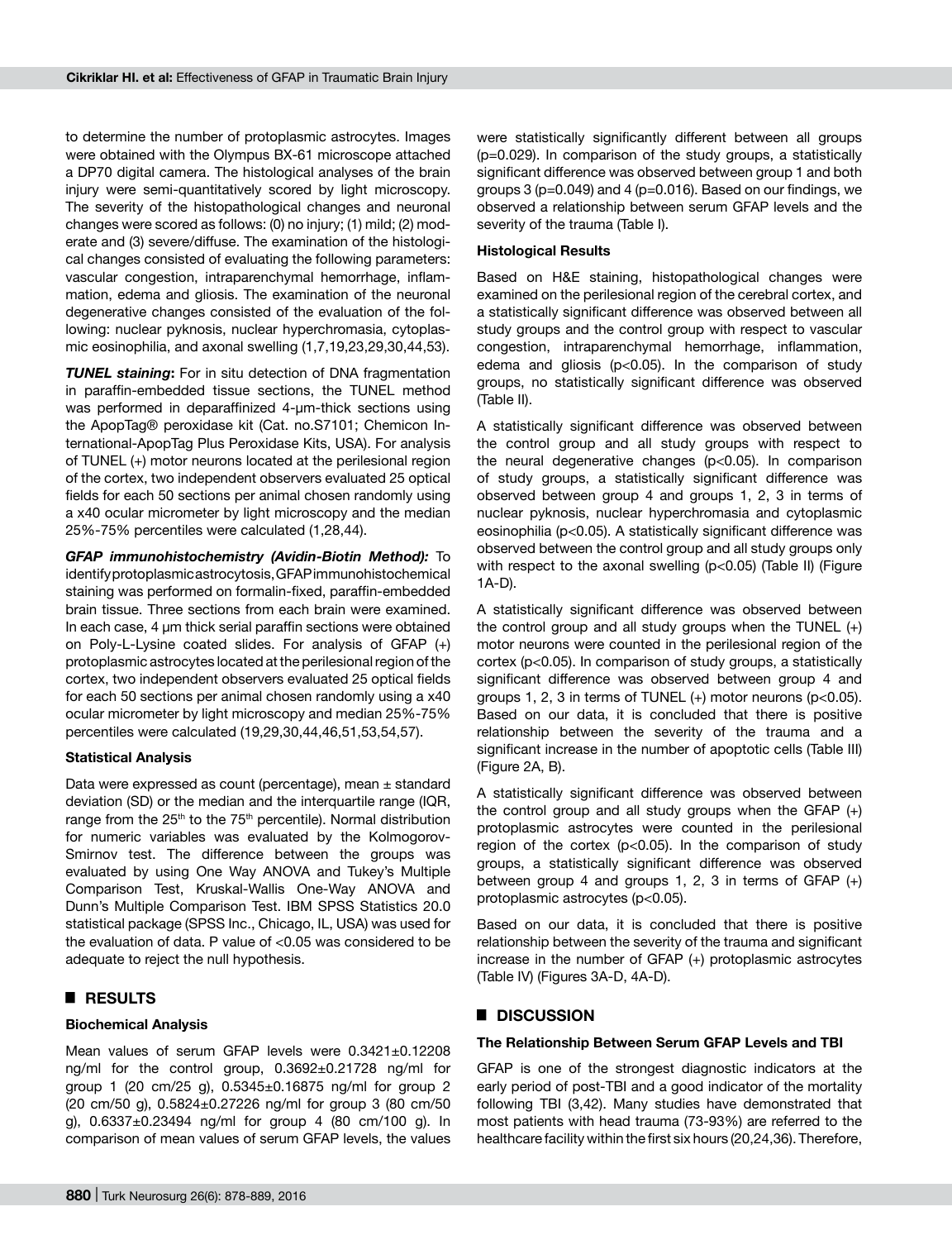to determine the number of protoplasmic astrocytes. Images were obtained with the Olympus BX-61 microscope attached a DP70 digital camera. The histological analyses of the brain injury were semi-quantitatively scored by light microscopy. The severity of the histopathological changes and neuronal changes were scored as follows: (0) no injury; (1) mild; (2) moderate and (3) severe/diffuse. The examination of the histological changes consisted of evaluating the following parameters: vascular congestion, intraparenchymal hemorrhage, inflammation, edema and gliosis. The examination of the neuronal degenerative changes consisted of the evaluation of the following: nuclear pyknosis, nuclear hyperchromasia, cytoplasmic eosinophilia, and axonal swelling (1,7,19,23,29,30,44,53).

***TUNEL staining*:** For in situ detection of DNA fragmentation in paraffin-embedded tissue sections, the TUNEL method was performed in deparaffinized 4-μm-thick sections using the ApopTag® peroxidase kit (Cat. no.S7101; Chemicon International-ApopTag Plus Peroxidase Kits, USA). For analysis of TUNEL (+) motor neurons located at the perilesional region of the cortex, two independent observers evaluated 25 optical fields for each 50 sections per animal chosen randomly using a x40 ocular micrometer by light microscopy and the median 25%-75% percentiles were calculated (1,28,44).

***GFAP immunohistochemistry (Avidin-Biotin Method):*** To identify protoplasmic astrocytosis, GFAP immunohistochemical staining was performed on formalin-fixed, paraffin-embedded brain tissue. Three sections from each brain were examined. In each case, 4 μm thick serial paraffin sections were obtained on Poly-L-Lysine coated slides. For analysis of GFAP (+) protoplasmic astrocytes located at the perilesional region of the cortex, two independent observers evaluated 25 optical fields for each 50 sections per animal chosen randomly using a x40 ocular micrometer by light microscopy and median 25%-75% percentiles were calculated (19,29,30,44,46,51,53,54,57).

### Statistical Analysis

Data were expressed as count (percentage), mean ± standard deviation (SD) or the median and the interquartile range (IQR, range from the $25^{th}$ to the $75^{th}$ percentile). Normal distribution for numeric variables was evaluated by the Kolmogorov-Smirnov test. The difference between the groups was evaluated by using One Way ANOVA and Tukey's Multiple Comparison Test, Kruskal-Wallis One-Way ANOVA and Dunn's Multiple Comparison Test. IBM SPSS Statistics 20.0 statistical package (SPSS Inc., Chicago, IL, USA) was used for the evaluation of data. P value of <0.05 was considered to be adequate to reject the null hypothesis.

## RESULTS

### Biochemical Analysis

Mean values of serum GFAP levels were 0.3421±0.12208 ng/ml for the control group, 0.3692±0.21728 ng/ml for group 1 (20 cm/25 g), 0.5345±0.16875 ng/ml for group 2 (20 cm/50 g), 0.5824±0.27226 ng/ml for group 3 (80 cm/50 g), 0.6337±0.23494 ng/ml for group 4 (80 cm/100 g). In comparison of mean values of serum GFAP levels, the values were statistically significantly different between all groups (p=0.029). In comparison of the study groups, a statistically significant difference was observed between group 1 and both groups 3 (p=0.049) and 4 (p=0.016). Based on our findings, we observed a relationship between serum GFAP levels and the severity of the trauma (Table I).

### Histological Results

Based on H&E staining, histopathological changes were examined on the perilesional region of the cerebral cortex, and a statistically significant difference was observed between all study groups and the control group with respect to vascular congestion, intraparenchymal hemorrhage, inflammation, edema and gliosis (p<0.05). In the comparison of study groups, no statistically significant difference was observed (Table II).

A statistically significant difference was observed between the control group and all study groups with respect to the neural degenerative changes (p<0.05). In comparison of study groups, a statistically significant difference was observed between group 4 and groups 1, 2, 3 in terms of nuclear pyknosis, nuclear hyperchromasia and cytoplasmic eosinophilia (p<0.05). A statistically significant difference was observed between the control group and all study groups only with respect to the axonal swelling (p<0.05) (Table II) (Figure 1A-D).

A statistically significant difference was observed between the control group and all study groups when the TUNEL (+) motor neurons were counted in the perilesional region of the cortex (p<0.05). In comparison of study groups, a statistically significant difference was observed between group 4 and groups 1, 2, 3 in terms of TUNEL (+) motor neurons (p<0.05). Based on our data, it is concluded that there is positive relationship between the severity of the trauma and a significant increase in the number of apoptotic cells (Table III) (Figure 2A, B).

A statistically significant difference was observed between the control group and all study groups when the GFAP (+) protoplasmic astrocytes were counted in the perilesional region of the cortex (p<0.05). In the comparison of study groups, a statistically significant difference was observed between group 4 and groups 1, 2, 3 in terms of GFAP (+) protoplasmic astrocytes (p<0.05).

Based on our data, it is concluded that there is positive relationship between the severity of the trauma and significant increase in the number of GFAP (+) protoplasmic astrocytes (Table IV) (Figures 3A-D, 4A-D).

## DISCUSSION

### The Relationship Between Serum GFAP Levels and TBI

GFAP is one of the strongest diagnostic indicators at the early period of post-TBI and a good indicator of the mortality following TBI (3,42). Many studies have demonstrated that most patients with head trauma (73-93%) are referred to the healthcare facility within the first six hours (20,24,36). Therefore,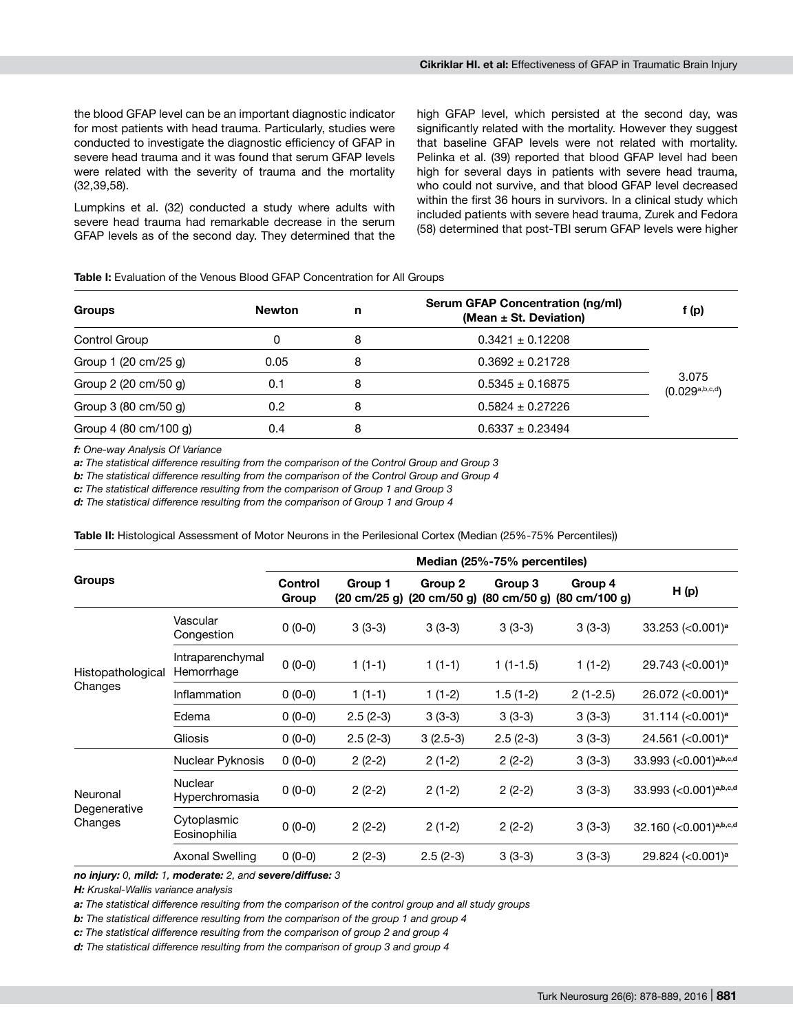the blood GFAP level can be an important diagnostic indicator for most patients with head trauma. Particularly, studies were conducted to investigate the diagnostic efficiency of GFAP in severe head trauma and it was found that serum GFAP levels were related with the severity of trauma and the mortality (32,39,58).

Lumpkins et al. (32) conducted a study where adults with severe head trauma had remarkable decrease in the serum GFAP levels as of the second day. They determined that the high GFAP level, which persisted at the second day, was significantly related with the mortality. However they suggest that baseline GFAP levels were not related with mortality. Pelinka et al. (39) reported that blood GFAP level had been high for several days in patients with severe head trauma, who could not survive, and that blood GFAP level decreased within the first 36 hours in survivors. In a clinical study which included patients with severe head trauma, Zurek and Fedora (58) determined that post-TBI serum GFAP levels were higher

**Table I:** Evaluation of the Venous Blood GFAP Concentration for All Groups

| Groups | Newton | n | Serum GFAP Concentration (ng/ml) (Mean ± St. Deviation) | f (p) |
|---|---|---|---|---|
| Control Group | 0 | 8 | 0.3421 ± 0.12208 | 3.075 (0.029[a,b,c,d]) |
| Group 1 (20 cm/25 g) | 0.05 | 8 | 0.3692 ± 0.21728 | |
| Group 2 (20 cm/50 g) | 0.1 | 8 | 0.5345 ± 0.16875 | |
| Group 3 (80 cm/50 g) | 0.2 | 8 | 0.5824 ± 0.27226 | |
| Group 4 (80 cm/100 g) | 0.4 | 8 | 0.6337 ± 0.23494 | |

***f:** One-way Analysis Of Variance*
***a:** The statistical difference resulting from the comparison of the Control Group and Group 3*
***b:** The statistical difference resulting from the comparison of the Control Group and Group 4*
***c:** The statistical difference resulting from the comparison of Group 1 and Group 3*
***d:** The statistical difference resulting from the comparison of Group 1 and Group 4*

**Table II:** Histological Assessment of Motor Neurons in the Perilesional Cortex (Median (25%-75% Percentiles))

| Groups | | Median (25%-75% percentiles) | | | | | |
|---|---|---|---|---|---|---|---|
| | | Control Group | Group 1 (20 cm/25 g) | Group 2 (20 cm/50 g) | Group 3 (80 cm/50 g) | Group 4 (80 cm/100 g) | H (p) |
| Histopathological Changes | Vascular Congestion | 0 (0-0) | 3 (3-3) | 3 (3-3) | 3 (3-3) | 3 (3-3) | 33.253 (<0.001)[a] |
| | Intraparenchymal Hemorrhage | 0 (0-0) | 1 (1-1) | 1 (1-1) | 1 (1-1.5) | 1 (1-2) | 29.743 (<0.001)[a] |
| | Inflammation | 0 (0-0) | 1 (1-1) | 1 (1-2) | 1.5 (1-2) | 2 (1-2.5) | 26.072 (<0.001)[a] |
| | Edema | 0 (0-0) | 2.5 (2-3) | 3 (3-3) | 3 (3-3) | 3 (3-3) | 31.114 (<0.001)[a] |
| | Gliosis | 0 (0-0) | 2.5 (2-3) | 3 (2.5-3) | 2.5 (2-3) | 3 (3-3) | 24.561 (<0.001)[a] |
| Neuronal Degenerative Changes | Nuclear Pyknosis | 0 (0-0) | 2 (2-2) | 2 (1-2) | 2 (2-2) | 3 (3-3) | 33.993 (<0.001)[a,b,c,d] |
| | Nuclear Hyperchromasia | 0 (0-0) | 2 (2-2) | 2 (1-2) | 2 (2-2) | 3 (3-3) | 33.993 (<0.001)[a,b,c,d] |
| | Cytoplasmic Eosinophilia | 0 (0-0) | 2 (2-2) | 2 (1-2) | 2 (2-2) | 3 (3-3) | 32.160 (<0.001)[a,b,c,d] |
| | Axonal Swelling | 0 (0-0) | 2 (2-3) | 2.5 (2-3) | 3 (3-3) | 3 (3-3) | 29.824 (<0.001)[a] |

***no injury:** 0, **mild:** 1, **moderate:** 2, and **severe/diffuse:** 3*
***H:** Kruskal-Wallis variance analysis*
***a:** The statistical difference resulting from the comparison of the control group and all study groups*
***b:** The statistical difference resulting from the comparison of the group 1 and group 4*
***c:** The statistical difference resulting from the comparison of group 2 and group 4*
***d:** The statistical difference resulting from the comparison of group 3 and group 4*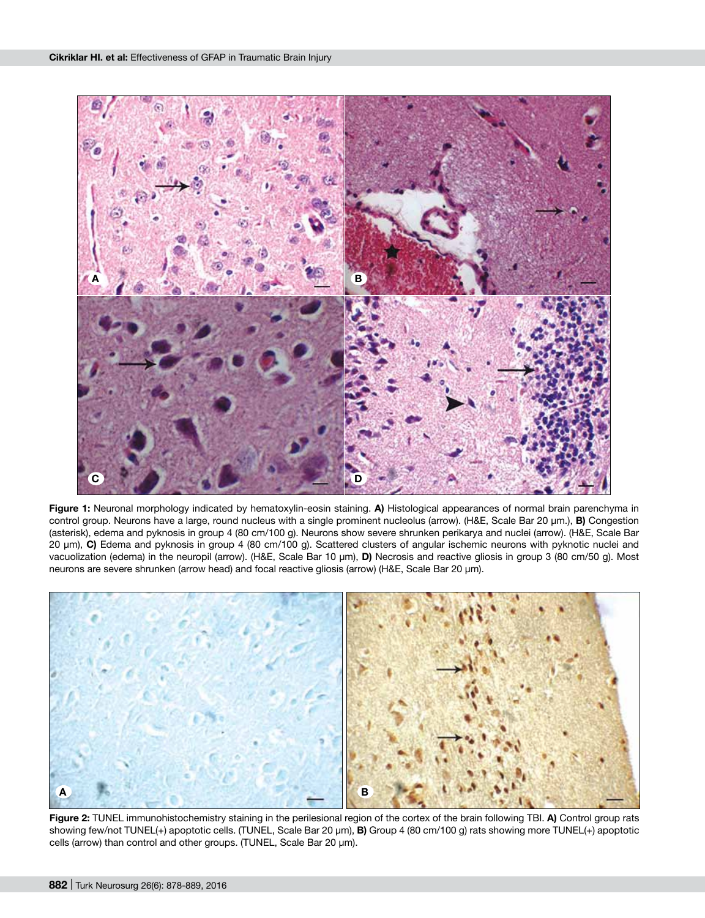**Figure 1:** Neuronal morphology indicated by hematoxylin-eosin staining. **A)** Histological appearances of normal brain parenchyma in control group. Neurons have a large, round nucleus with a single prominent nucleolus (arrow). (H&E, Scale Bar 20 μm.), **B)** Congestion (asterisk), edema and pyknosis in group 4 (80 cm/100 g). Neurons show severe shrunken perikarya and nuclei (arrow). (H&E, Scale Bar 20 μm), **C)** Edema and pyknosis in group 4 (80 cm/100 g). Scattered clusters of angular ischemic neurons with pyknotic nuclei and vacuolization (edema) in the neuropil (arrow). (H&E, Scale Bar 10 μm), **D)** Necrosis and reactive gliosis in group 3 (80 cm/50 g). Most neurons are severe shrunken (arrow head) and focal reactive gliosis (arrow) (H&E, Scale Bar 20 μm).

**Figure 2:** TUNEL immunohistochemistry staining in the perilesional region of the cortex of the brain following TBI. **A)** Control group rats showing few/not TUNEL(+) apoptotic cells. (TUNEL, Scale Bar 20 μm), **B)** Group 4 (80 cm/100 g) rats showing more TUNEL(+) apoptotic cells (arrow) than control and other groups. (TUNEL, Scale Bar 20 μm).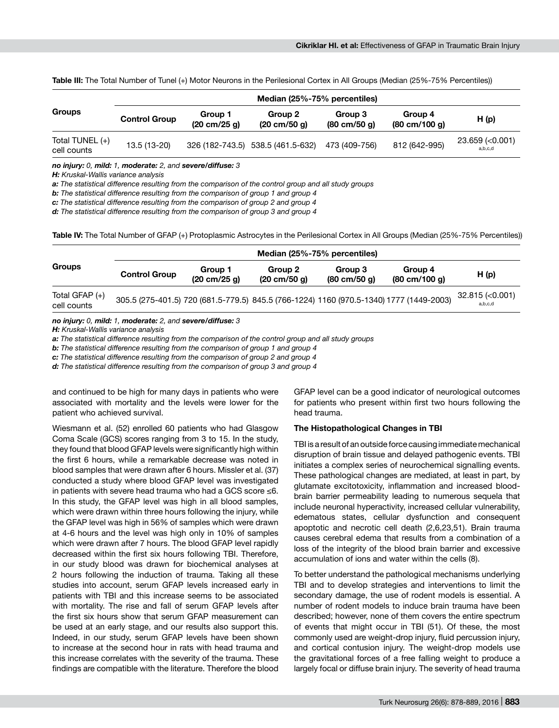**Table III:** The Total Number of Tunel (+) Motor Neurons in the Perilesional Cortex in All Groups (Median (25%-75% Percentiles))

| Groups | Median (25%-75% percentiles) | | | | | |
|---|---|---|---|---|---|---|
| | **Control Group** | **Group 1 (20 cm/25 g)** | **Group 2 (20 cm/50 g)** | **Group 3 (80 cm/50 g)** | **Group 4 (80 cm/100 g)** | **H (p)** |
| Total TUNEL (+) cell counts | 13.5 (13-20) | 326 (182-743.5) | 538.5 (461.5-632) | 473 (409-756) | 812 (642-995) | 23.659 (<0.001) a,b,c,d |

***no injury:*** *0,* ***mild:*** *1,* ***moderate:*** *2, and* ***severe/diffuse:*** *3*

***H:*** *Kruskal-Wallis variance analysis*

***a:*** *The statistical difference resulting from the comparison of the control group and all study groups*

***b:*** *The statistical difference resulting from the comparison of group 1 and group 4*

***c:*** *The statistical difference resulting from the comparison of group 2 and group 4*

***d:*** *The statistical difference resulting from the comparison of group 3 and group 4*

**Table IV:** The Total Number of GFAP (+) Protoplasmic Astrocytes in the Perilesional Cortex in All Groups (Median (25%-75% Percentiles))

| Groups | Median (25%-75% percentiles) | | | | | |
|---|---|---|---|---|---|---|
| | **Control Group** | **Group 1 (20 cm/25 g)** | **Group 2 (20 cm/50 g)** | **Group 3 (80 cm/50 g)** | **Group 4 (80 cm/100 g)** | **H (p)** |
| Total GFAP (+) cell counts | 305.5 (275-401.5) | 720 (681.5-779.5) | 845.5 (766-1224) | 1160 (970.5-1340) | 1777 (1449-2003) | 32.815 (<0.001) a,b,c,d |

***no injury:*** *0,* ***mild:*** *1,* ***moderate:*** *2, and* ***severe/diffuse:*** *3*

***H:*** *Kruskal-Wallis variance analysis*

***a:*** *The statistical difference resulting from the comparison of the control group and all study groups*

***b:*** *The statistical difference resulting from the comparison of group 1 and group 4*

***c:*** *The statistical difference resulting from the comparison of group 2 and group 4*

***d:*** *The statistical difference resulting from the comparison of group 3 and group 4*

and continued to be high for many days in patients who were associated with mortality and the levels were lower for the patient who achieved survival.

Wiesmann et al. (52) enrolled 60 patients who had Glasgow Coma Scale (GCS) scores ranging from 3 to 15. In the study, they found that blood GFAP levels were significantly high within the first 6 hours, while a remarkable decrease was noted in blood samples that were drawn after 6 hours. Missler et al. (37) conducted a study where blood GFAP level was investigated in patients with severe head trauma who had a GCS score ≤6. In this study, the GFAP level was high in all blood samples, which were drawn within three hours following the injury, while the GFAP level was high in 56% of samples which were drawn at 4-6 hours and the level was high only in 10% of samples which were drawn after 7 hours. The blood GFAP level rapidly decreased within the first six hours following TBI. Therefore, in our study blood was drawn for biochemical analyses at 2 hours following the induction of trauma. Taking all these studies into account, serum GFAP levels increased early in patients with TBI and this increase seems to be associated with mortality. The rise and fall of serum GFAP levels after the first six hours show that serum GFAP measurement can be used at an early stage, and our results also support this. Indeed, in our study, serum GFAP levels have been shown to increase at the second hour in rats with head trauma and this increase correlates with the severity of the trauma. These findings are compatible with the literature. Therefore the blood GFAP level can be a good indicator of neurological outcomes for patients who present within first two hours following the head trauma.

### The Histopathological Changes in TBI

TBI is a result of an outside force causing immediate mechanical disruption of brain tissue and delayed pathogenic events. TBI initiates a complex series of neurochemical signalling events. These pathological changes are mediated, at least in part, by glutamate excitotoxicity, inflammation and increased blood-brain barrier permeability leading to numerous sequela that include neuronal hyperactivity, increased cellular vulnerability, edematous states, cellular dysfunction and consequent apoptotic and necrotic cell death (2,6,23,51). Brain trauma causes cerebral edema that results from a combination of a loss of the integrity of the blood brain barrier and excessive accumulation of ions and water within the cells (8).

To better understand the pathological mechanisms underlying TBI and to develop strategies and interventions to limit the secondary damage, the use of rodent models is essential. A number of rodent models to induce brain trauma have been described; however, none of them covers the entire spectrum of events that might occur in TBI (51). Of these, the most commonly used are weight-drop injury, fluid percussion injury, and cortical contusion injury. The weight-drop models use the gravitational forces of a free falling weight to produce a largely focal or diffuse brain injury. The severity of head trauma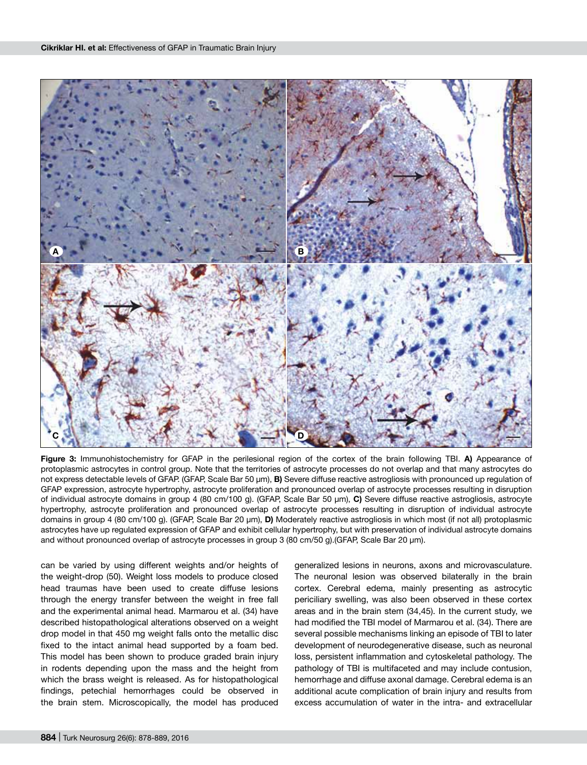**Figure 3:** Immunohistochemistry for GFAP in the perilesional region of the cortex of the brain following TBI. **A)** Appearance of protoplasmic astrocytes in control group. Note that the territories of astrocyte processes do not overlap and that many astrocytes do not express detectable levels of GFAP. (GFAP, Scale Bar 50 µm), **B)** Severe diffuse reactive astrogliosis with pronounced up regulation of GFAP expression, astrocyte hypertrophy, astrocyte proliferation and pronounced overlap of astrocyte processes resulting in disruption of individual astrocyte domains in group 4 (80 cm/100 g). (GFAP, Scale Bar 50 µm), **C)** Severe diffuse reactive astrogliosis, astrocyte hypertrophy, astrocyte proliferation and pronounced overlap of astrocyte processes resulting in disruption of individual astrocyte domains in group 4 (80 cm/100 g). (GFAP, Scale Bar 20 µm), **D)** Moderately reactive astrogliosis in which most (if not all) protoplasmic astrocytes have up regulated expression of GFAP and exhibit cellular hypertrophy, but with preservation of individual astrocyte domains and without pronounced overlap of astrocyte processes in group 3 (80 cm/50 g).(GFAP, Scale Bar 20 µm).

can be varied by using different weights and/or heights of the weight-drop (50). Weight loss models to produce closed head traumas have been used to create diffuse lesions through the energy transfer between the weight in free fall and the experimental animal head. Marmarou et al. (34) have described histopathological alterations observed on a weight drop model in that 450 mg weight falls onto the metallic disc fixed to the intact animal head supported by a foam bed. This model has been shown to produce graded brain injury in rodents depending upon the mass and the height from which the brass weight is released. As for histopathological findings, petechial hemorrhages could be observed in the brain stem. Microscopically, the model has produced generalized lesions in neurons, axons and microvasculature. The neuronal lesion was observed bilaterally in the brain cortex. Cerebral edema, mainly presenting as astrocytic periciliary swelling, was also been observed in these cortex areas and in the brain stem (34,45). In the current study, we had modified the TBI model of Marmarou et al. (34). There are several possible mechanisms linking an episode of TBI to later development of neurodegenerative disease, such as neuronal loss, persistent inflammation and cytoskeletal pathology. The pathology of TBI is multifaceted and may include contusion, hemorrhage and diffuse axonal damage. Cerebral edema is an additional acute complication of brain injury and results from excess accumulation of water in the intra- and extracellular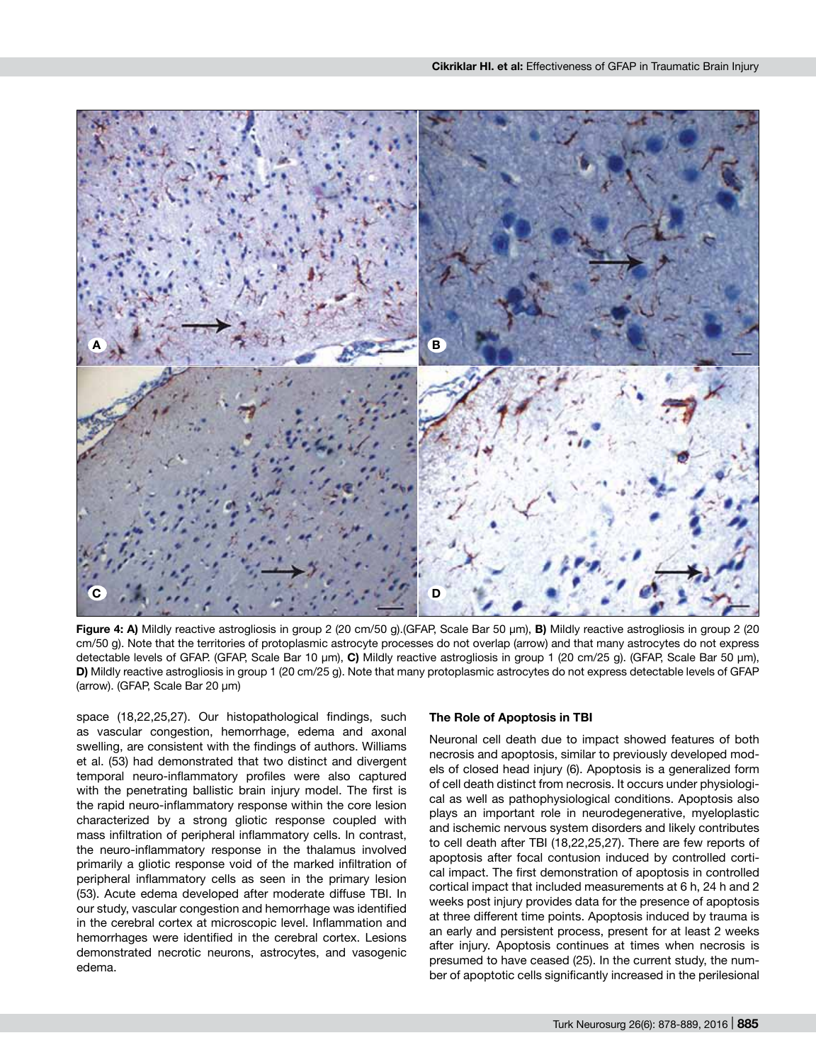**Figure 4: A)** Mildly reactive astrogliosis in group 2 (20 cm/50 g).(GFAP, Scale Bar 50 µm), **B)** Mildly reactive astrogliosis in group 2 (20 cm/50 g). Note that the territories of protoplasmic astrocyte processes do not overlap (arrow) and that many astrocytes do not express detectable levels of GFAP. (GFAP, Scale Bar 10 µm), **C)** Mildly reactive astrogliosis in group 1 (20 cm/25 g). (GFAP, Scale Bar 50 µm), **D)** Mildly reactive astrogliosis in group 1 (20 cm/25 g). Note that many protoplasmic astrocytes do not express detectable levels of GFAP (arrow). (GFAP, Scale Bar 20 µm)

space (18,22,25,27). Our histopathological findings, such as vascular congestion, hemorrhage, edema and axonal swelling, are consistent with the findings of authors. Williams et al. (53) had demonstrated that two distinct and divergent temporal neuro-inflammatory profiles were also captured with the penetrating ballistic brain injury model. The first is the rapid neuro-inflammatory response within the core lesion characterized by a strong gliotic response coupled with mass infiltration of peripheral inflammatory cells. In contrast, the neuro-inflammatory response in the thalamus involved primarily a gliotic response void of the marked infiltration of peripheral inflammatory cells as seen in the primary lesion (53). Acute edema developed after moderate diffuse TBI. In our study, vascular congestion and hemorrhage was identified in the cerebral cortex at microscopic level. Inflammation and hemorrhages were identified in the cerebral cortex. Lesions demonstrated necrotic neurons, astrocytes, and vasogenic edema.

### The Role of Apoptosis in TBI

Neuronal cell death due to impact showed features of both necrosis and apoptosis, similar to previously developed models of closed head injury (6). Apoptosis is a generalized form of cell death distinct from necrosis. It occurs under physiological as well as pathophysiological conditions. Apoptosis also plays an important role in neurodegenerative, myeloplastic and ischemic nervous system disorders and likely contributes to cell death after TBI (18,22,25,27). There are few reports of apoptosis after focal contusion induced by controlled cortical impact. The first demonstration of apoptosis in controlled cortical impact that included measurements at 6 h, 24 h and 2 weeks post injury provides data for the presence of apoptosis at three different time points. Apoptosis induced by trauma is an early and persistent process, present for at least 2 weeks after injury. Apoptosis continues at times when necrosis is presumed to have ceased (25). In the current study, the number of apoptotic cells significantly increased in the perilesional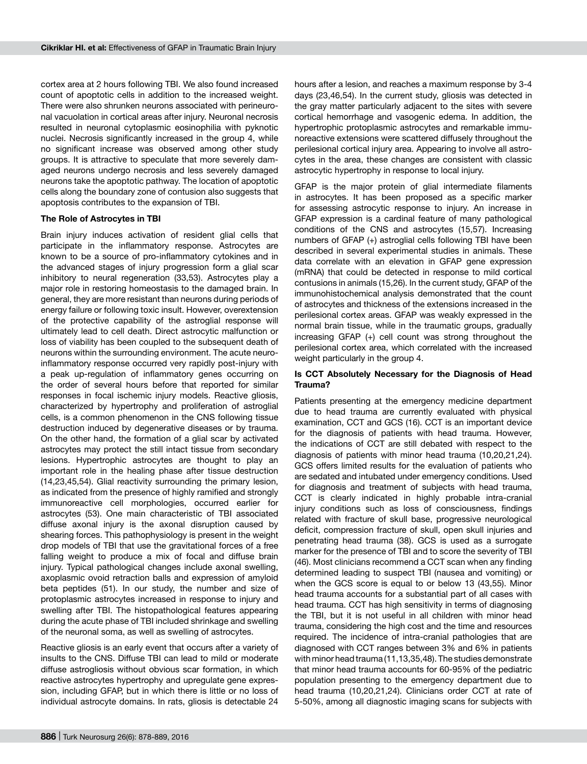cortex area at 2 hours following TBI. We also found increased count of apoptotic cells in addition to the increased weight. There were also shrunken neurons associated with perineuronal vacuolation in cortical areas after injury. Neuronal necrosis resulted in neuronal cytoplasmic eosinophilia with pyknotic nuclei. Necrosis significantly increased in the group 4, while no significant increase was observed among other study groups. It is attractive to speculate that more severely damaged neurons undergo necrosis and less severely damaged neurons take the apoptotic pathway. The location of apoptotic cells along the boundary zone of contusion also suggests that apoptosis contributes to the expansion of TBI.

**The Role of Astrocytes in TBI**

Brain injury induces activation of resident glial cells that participate in the inflammatory response. Astrocytes are known to be a source of pro-inflammatory cytokines and in the advanced stages of injury progression form a glial scar inhibitory to neural regeneration (33,53). Astrocytes play a major role in restoring homeostasis to the damaged brain. In general, they are more resistant than neurons during periods of energy failure or following toxic insult. However, overextension of the protective capability of the astroglial response will ultimately lead to cell death. Direct astrocytic malfunction or loss of viability has been coupled to the subsequent death of neurons within the surrounding environment. The acute neuroinflammatory response occurred very rapidly post-injury with a peak up-regulation of inflammatory genes occurring on the order of several hours before that reported for similar responses in focal ischemic injury models. Reactive gliosis, characterized by hypertrophy and proliferation of astroglial cells, is a common phenomenon in the CNS following tissue destruction induced by degenerative diseases or by trauma. On the other hand, the formation of a glial scar by activated astrocytes may protect the still intact tissue from secondary lesions. Hypertrophic astrocytes are thought to play an important role in the healing phase after tissue destruction (14,23,45,54). Glial reactivity surrounding the primary lesion, as indicated from the presence of highly ramified and strongly immunoreactive cell morphologies, occurred earlier for astrocytes (53). One main characteristic of TBI associated diffuse axonal injury is the axonal disruption caused by shearing forces. This pathophysiology is present in the weight drop models of TBI that use the gravitational forces of a free falling weight to produce a mix of focal and diffuse brain injury. Typical pathological changes include axonal swelling, axoplasmic ovoid retraction balls and expression of amyloid beta peptides (51). In our study, the number and size of protoplasmic astrocytes increased in response to injury and swelling after TBI. The histopathological features appearing during the acute phase of TBI included shrinkage and swelling of the neuronal soma, as well as swelling of astrocytes.

Reactive gliosis is an early event that occurs after a variety of insults to the CNS. Diffuse TBI can lead to mild or moderate diffuse astrogliosis without obvious scar formation, in which reactive astrocytes hypertrophy and upregulate gene expression, including GFAP, but in which there is little or no loss of individual astrocyte domains. In rats, gliosis is detectable 24 hours after a lesion, and reaches a maximum response by 3-4 days (23,46,54). In the current study, gliosis was detected in the gray matter particularly adjacent to the sites with severe cortical hemorrhage and vasogenic edema. In addition, the hypertrophic protoplasmic astrocytes and remarkable immunoreactive extensions were scattered diffusely throughout the perilesional cortical injury area. Appearing to involve all astrocytes in the area, these changes are consistent with classic astrocytic hypertrophy in response to local injury.

GFAP is the major protein of glial intermediate filaments in astrocytes. It has been proposed as a specific marker for assessing astrocytic response to injury. An increase in GFAP expression is a cardinal feature of many pathological conditions of the CNS and astrocytes (15,57). Increasing numbers of GFAP (+) astroglial cells following TBI have been described in several experimental studies in animals. These data correlate with an elevation in GFAP gene expression (mRNA) that could be detected in response to mild cortical contusions in animals (15,26). In the current study, GFAP of the immunohistochemical analysis demonstrated that the count of astrocytes and thickness of the extensions increased in the perilesional cortex areas. GFAP was weakly expressed in the normal brain tissue, while in the traumatic groups, gradually increasing GFAP (+) cell count was strong throughout the perilesional cortex area, which correlated with the increased weight particularly in the group 4.

**Is CCT Absolutely Necessary for the Diagnosis of Head Trauma?**

Patients presenting at the emergency medicine department due to head trauma are currently evaluated with physical examination, CCT and GCS (16). CCT is an important device for the diagnosis of patients with head trauma. However, the indications of CCT are still debated with respect to the diagnosis of patients with minor head trauma (10,20,21,24). GCS offers limited results for the evaluation of patients who are sedated and intubated under emergency conditions. Used for diagnosis and treatment of subjects with head trauma, CCT is clearly indicated in highly probable intra-cranial injury conditions such as loss of consciousness, findings related with fracture of skull base, progressive neurological deficit, compression fracture of skull, open skull injuries and penetrating head trauma (38). GCS is used as a surrogate marker for the presence of TBI and to score the severity of TBI (46). Most clinicians recommend a CCT scan when any finding determined leading to suspect TBI (nausea and vomiting) or when the GCS score is equal to or below 13 (43,55). Minor head trauma accounts for a substantial part of all cases with head trauma. CCT has high sensitivity in terms of diagnosing the TBI, but it is not useful in all children with minor head trauma, considering the high cost and the time and resources required. The incidence of intra-cranial pathologies that are diagnosed with CCT ranges between 3% and 6% in patients with minor head trauma (11,13,35,48). The studies demonstrate that minor head trauma accounts for 60-95% of the pediatric population presenting to the emergency department due to head trauma (10,20,21,24). Clinicians order CCT at rate of 5-50%, among all diagnostic imaging scans for subjects with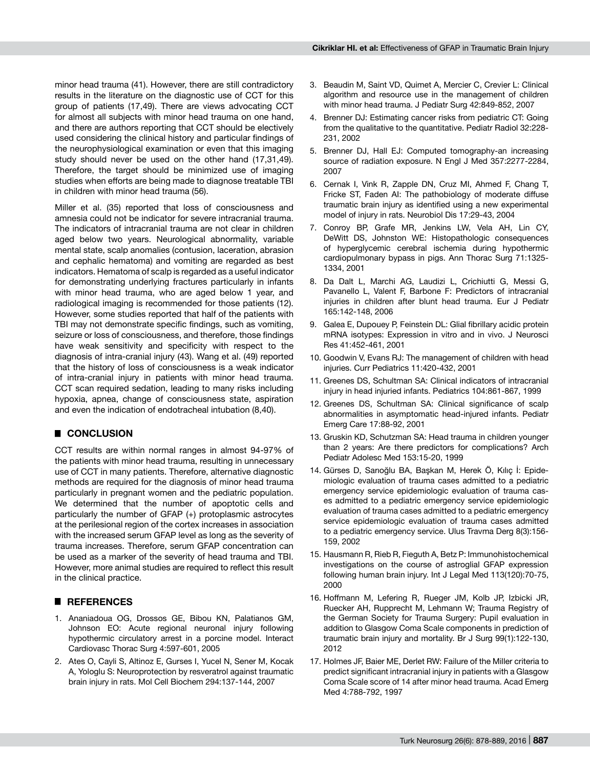minor head trauma (41). However, there are still contradictory results in the literature on the diagnostic use of CCT for this group of patients (17,49). There are views advocating CCT for almost all subjects with minor head trauma on one hand, and there are authors reporting that CCT should be electively used considering the clinical history and particular findings of the neurophysiological examination or even that this imaging study should never be used on the other hand (17,31,49). Therefore, the target should be minimized use of imaging studies when efforts are being made to diagnose treatable TBI in children with minor head trauma (56).

Miller et al. (35) reported that loss of consciousness and amnesia could not be indicator for severe intracranial trauma. The indicators of intracranial trauma are not clear in children aged below two years. Neurological abnormality, variable mental state, scalp anomalies (contusion, laceration, abrasion and cephalic hematoma) and vomiting are regarded as best indicators. Hematoma of scalp is regarded as a useful indicator for demonstrating underlying fractures particularly in infants with minor head trauma, who are aged below 1 year, and radiological imaging is recommended for those patients (12). However, some studies reported that half of the patients with TBI may not demonstrate specific findings, such as vomiting, seizure or loss of consciousness, and therefore, those findings have weak sensitivity and specificity with respect to the diagnosis of intra-cranial injury (43). Wang et al. (49) reported that the history of loss of consciousness is a weak indicator of intra-cranial injury in patients with minor head trauma. CCT scan required sedation, leading to many risks including hypoxia, apnea, change of consciousness state, aspiration and even the indication of endotracheal intubation (8,40).

## ■ CONCLUSION

CCT results are within normal ranges in almost 94-97% of the patients with minor head trauma, resulting in unnecessary use of CCT in many patients. Therefore, alternative diagnostic methods are required for the diagnosis of minor head trauma particularly in pregnant women and the pediatric population. We determined that the number of apoptotic cells and particularly the number of GFAP (+) protoplasmic astrocytes at the perilesional region of the cortex increases in association with the increased serum GFAP level as long as the severity of trauma increases. Therefore, serum GFAP concentration can be used as a marker of the severity of head trauma and TBI. However, more animal studies are required to reflect this result in the clinical practice.

## ■ REFERENCES

1. Ananiadoua OG, Drossos GE, Bibou KN, Palatianos GM, Johnson EO: Acute regional neuronal injury following hypothermic circulatory arrest in a porcine model. Interact Cardiovasc Thorac Surg 4:597-601, 2005
2. Ates O, Cayli S, Altinoz E, Gurses I, Yucel N, Sener M, Kocak A, Yologlu S: Neuroprotection by resveratrol against traumatic brain injury in rats. Mol Cell Biochem 294:137-144, 2007
3. Beaudin M, Saint VD, Quimet A, Mercier C, Crevier L: Clinical algorithm and resource use in the management of children with minor head trauma. J Pediatr Surg 42:849-852, 2007
4. Brenner DJ: Estimating cancer risks from pediatric CT: Going from the qualitative to the quantitative. Pediatr Radiol 32:228-231, 2002
5. Brenner DJ, Hall EJ: Computed tomography-an increasing source of radiation exposure. N Engl J Med 357:2277-2284, 2007
6. Cernak I, Vink R, Zapple DN, Cruz MI, Ahmed F, Chang T, Fricke ST, Faden AI: The pathobiology of moderate diffuse traumatic brain injury as identified using a new experimental model of injury in rats. Neurobiol Dis 17:29-43, 2004
7. Conroy BP, Grafe MR, Jenkins LW, Vela AH, Lin CY, DeWitt DS, Johnston WE: Histopathologic consequences of hyperglycemic cerebral ischemia during hypothermic cardiopulmonary bypass in pigs. Ann Thorac Surg 71:1325-1334, 2001
8. Da Dalt L, Marchi AG, Laudizi L, Crichiutti G, Messi G, Pavanello L, Valent F, Barbone F: Predictors of intracranial injuries in children after blunt head trauma. Eur J Pediatr 165:142-148, 2006
9. Galea E, Dupouey P, Feinstein DL: Glial fibrillary acidic protein mRNA isotypes: Expression in vitro and in vivo. J Neurosci Res 41:452-461, 2001
10. Goodwin V, Evans RJ: The management of children with head injuries. Curr Pediatrics 11:420-432, 2001
11. Greenes DS, Schultman SA: Clinical indicators of intracranial injury in head injuried infants. Pediatrics 104:861-867, 1999
12. Greenes DS, Schultman SA: Clinical significance of scalp abnormalities in asymptomatic head-injured infants. Pediatr Emerg Care 17:88-92, 2001
13. Gruskin KD, Schutzman SA: Head trauma in children younger than 2 years: Are there predictors for complications? Arch Pediatr Adolesc Med 153:15-20, 1999
14. Gürses D, Sarıoğlu BA, Başkan M, Herek Ö, Kılıç İ: Epidemiologic evaluation of trauma cases admitted to a pediatric emergency service epidemiologic evaluation of trauma cases admitted to a pediatric emergency service epidemiologic evaluation of trauma cases admitted to a pediatric emergency service epidemiologic evaluation of trauma cases admitted to a pediatric emergency service. Ulus Travma Derg 8(3):156-159, 2002
15. Hausmann R, Rieb R, Fieguth A, Betz P: Immunohistochemical investigations on the course of astroglial GFAP expression following human brain injury. Int J Legal Med 113(120):70-75, 2000
16. Hoffmann M, Lefering R, Rueger JM, Kolb JP, Izbicki JR, Ruecker AH, Rupprecht M, Lehmann W; Trauma Registry of the German Society for Trauma Surgery: Pupil evaluation in addition to Glasgow Coma Scale components in prediction of traumatic brain injury and mortality. Br J Surg 99(1):122-130, 2012
17. Holmes JF, Baier ME, Derlet RW: Failure of the Miller criteria to predict significant intracranial injury in patients with a Glasgow Coma Scale score of 14 after minor head trauma. Acad Emerg Med 4:788-792, 1997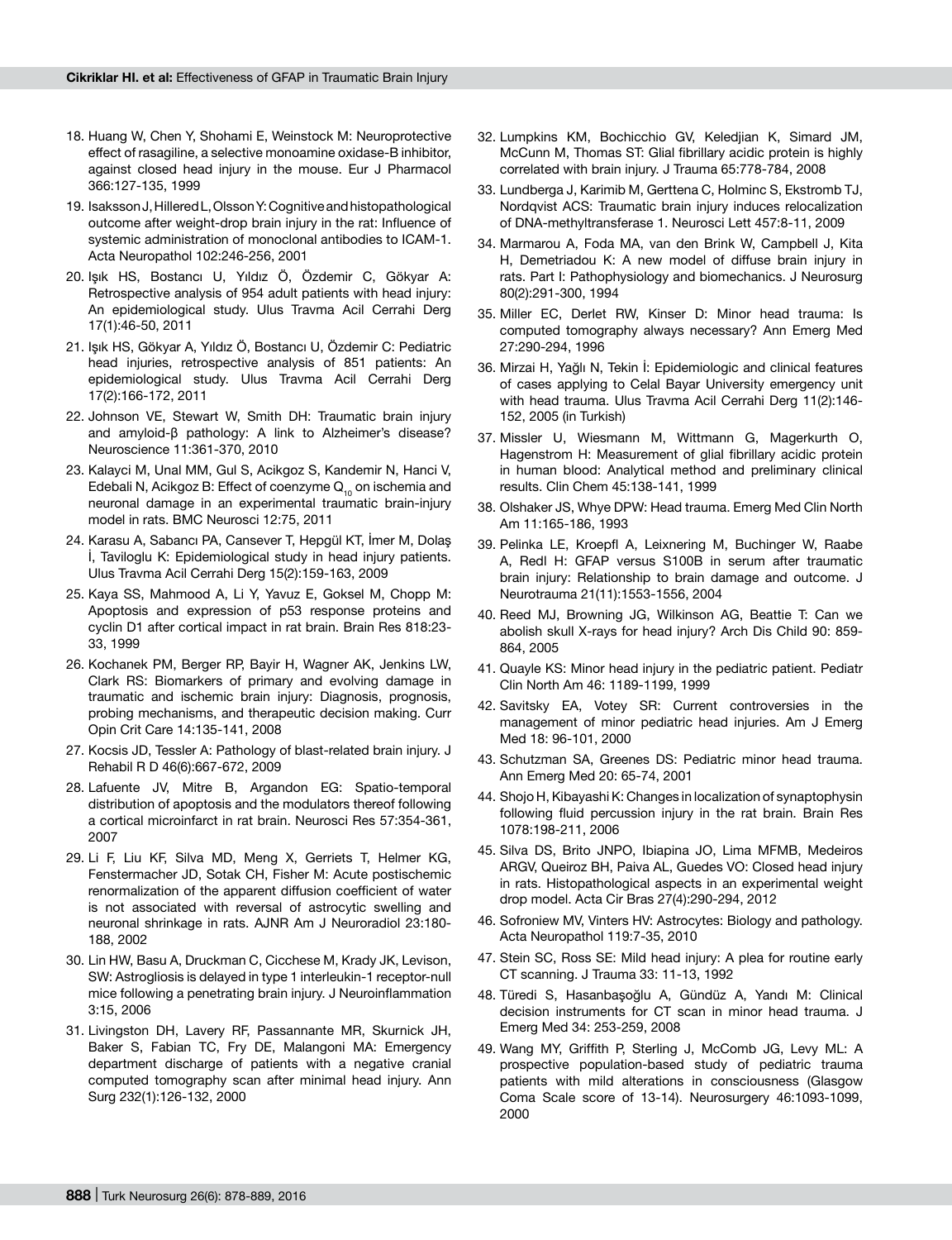18. Huang W, Chen Y, Shohami E, Weinstock M: Neuroprotective effect of rasagiline, a selective monoamine oxidase-B inhibitor, against closed head injury in the mouse. Eur J Pharmacol 366:127-135, 1999

19. Isaksson J, Hillered L, Olsson Y: Cognitive and histopathological outcome after weight-drop brain injury in the rat: Influence of systemic administration of monoclonal antibodies to ICAM-1. Acta Neuropathol 102:246-256, 2001

20. Işık HS, Bostancı U, Yıldız Ö, Özdemir C, Gökyar A: Retrospective analysis of 954 adult patients with head injury: An epidemiological study. Ulus Travma Acil Cerrahi Derg 17(1):46-50, 2011

21. Işık HS, Gökyar A, Yıldız Ö, Bostancı U, Özdemir C: Pediatric head injuries, retrospective analysis of 851 patients: An epidemiological study. Ulus Travma Acil Cerrahi Derg 17(2):166-172, 2011

22. Johnson VE, Stewart W, Smith DH: Traumatic brain injury and amyloid-β pathology: A link to Alzheimer's disease? Neuroscience 11:361-370, 2010

23. Kalayci M, Unal MM, Gul S, Acikgoz S, Kandemir N, Hanci V, Edebali N, Acikgoz B: Effect of coenzyme $Q_{10}$ on ischemia and neuronal damage in an experimental traumatic brain-injury model in rats. BMC Neurosci 12:75, 2011

24. Karasu A, Sabancı PA, Cansever T, Hepgül KT, İmer M, Dolaş İ, Taviloglu K: Epidemiological study in head injury patients. Ulus Travma Acil Cerrahi Derg 15(2):159-163, 2009

25. Kaya SS, Mahmood A, Li Y, Yavuz E, Goksel M, Chopp M: Apoptosis and expression of p53 response proteins and cyclin D1 after cortical impact in rat brain. Brain Res 818:23-33, 1999

26. Kochanek PM, Berger RP, Bayir H, Wagner AK, Jenkins LW, Clark RS: Biomarkers of primary and evolving damage in traumatic and ischemic brain injury: Diagnosis, prognosis, probing mechanisms, and therapeutic decision making. Curr Opin Crit Care 14:135-141, 2008

27. Kocsis JD, Tessler A: Pathology of blast-related brain injury. J Rehabil R D 46(6):667-672, 2009

28. Lafuente JV, Mitre B, Argandon EG: Spatio-temporal distribution of apoptosis and the modulators thereof following a cortical microinfarct in rat brain. Neurosci Res 57:354-361, 2007

29. Li F, Liu KF, Silva MD, Meng X, Gerriets T, Helmer KG, Fenstermacher JD, Sotak CH, Fisher M: Acute postischemic renormalization of the apparent diffusion coefficient of water is not associated with reversal of astrocytic swelling and neuronal shrinkage in rats. AJNR Am J Neuroradiol 23:180-188, 2002

30. Lin HW, Basu A, Druckman C, Cicchese M, Krady JK, Levison, SW: Astrogliosis is delayed in type 1 interleukin-1 receptor-null mice following a penetrating brain injury. J Neuroinflammation 3:15, 2006

31. Livingston DH, Lavery RF, Passannante MR, Skurnick JH, Baker S, Fabian TC, Fry DE, Malangoni MA: Emergency department discharge of patients with a negative cranial computed tomography scan after minimal head injury. Ann Surg 232(1):126-132, 2000

32. Lumpkins KM, Bochicchio GV, Keledjian K, Simard JM, McCunn M, Thomas ST: Glial fibrillary acidic protein is highly correlated with brain injury. J Trauma 65:778-784, 2008

33. Lundberga J, Karimib M, Gerttena C, Holminc S, Ekstromb TJ, Nordqvist ACS: Traumatic brain injury induces relocalization of DNA-methyltransferase 1. Neurosci Lett 457:8-11, 2009

34. Marmarou A, Foda MA, van den Brink W, Campbell J, Kita H, Demetriadou K: A new model of diffuse brain injury in rats. Part I: Pathophysiology and biomechanics. J Neurosurg 80(2):291-300, 1994

35. Miller EC, Derlet RW, Kinser D: Minor head trauma: Is computed tomography always necessary? Ann Emerg Med 27:290-294, 1996

36. Mirzai H, Yağlı N, Tekin İ: Epidemiologic and clinical features of cases applying to Celal Bayar University emergency unit with head trauma. Ulus Travma Acil Cerrahi Derg 11(2):146-152, 2005 (in Turkish)

37. Missler U, Wiesmann M, Wittmann G, Magerkurth O, Hagenstrom H: Measurement of glial fibrillary acidic protein in human blood: Analytical method and preliminary clinical results. Clin Chem 45:138-141, 1999

38. Olshaker JS, Whye DPW: Head trauma. Emerg Med Clin North Am 11:165-186, 1993

39. Pelinka LE, Kroepfl A, Leixnering M, Buchinger W, Raabe A, Redl H: GFAP versus S100B in serum after traumatic brain injury: Relationship to brain damage and outcome. J Neurotrauma 21(11):1553-1556, 2004

40. Reed MJ, Browning JG, Wilkinson AG, Beattie T: Can we abolish skull X-rays for head injury? Arch Dis Child 90: 859-864, 2005

41. Quayle KS: Minor head injury in the pediatric patient. Pediatr Clin North Am 46: 1189-1199, 1999

42. Savitsky EA, Votey SR: Current controversies in the management of minor pediatric head injuries. Am J Emerg Med 18: 96-101, 2000

43. Schutzman SA, Greenes DS: Pediatric minor head trauma. Ann Emerg Med 20: 65-74, 2001

44. Shojo H, Kibayashi K: Changes in localization of synaptophysin following fluid percussion injury in the rat brain. Brain Res 1078:198-211, 2006

45. Silva DS, Brito JNPO, Ibiapina JO, Lima MFMB, Medeiros ARGV, Queiroz BH, Paiva AL, Guedes VO: Closed head injury in rats. Histopathological aspects in an experimental weight drop model. Acta Cir Bras 27(4):290-294, 2012

46. Sofroniew MV, Vinters HV: Astrocytes: Biology and pathology. Acta Neuropathol 119:7-35, 2010

47. Stein SC, Ross SE: Mild head injury: A plea for routine early CT scanning. J Trauma 33: 11-13, 1992

48. Türedi S, Hasanbaşoğlu A, Gündüz A, Yandı M: Clinical decision instruments for CT scan in minor head trauma. J Emerg Med 34: 253-259, 2008

49. Wang MY, Griffith P, Sterling J, McComb JG, Levy ML: A prospective population-based study of pediatric trauma patients with mild alterations in consciousness (Glasgow Coma Scale score of 13-14). Neurosurgery 46:1093-1099, 2000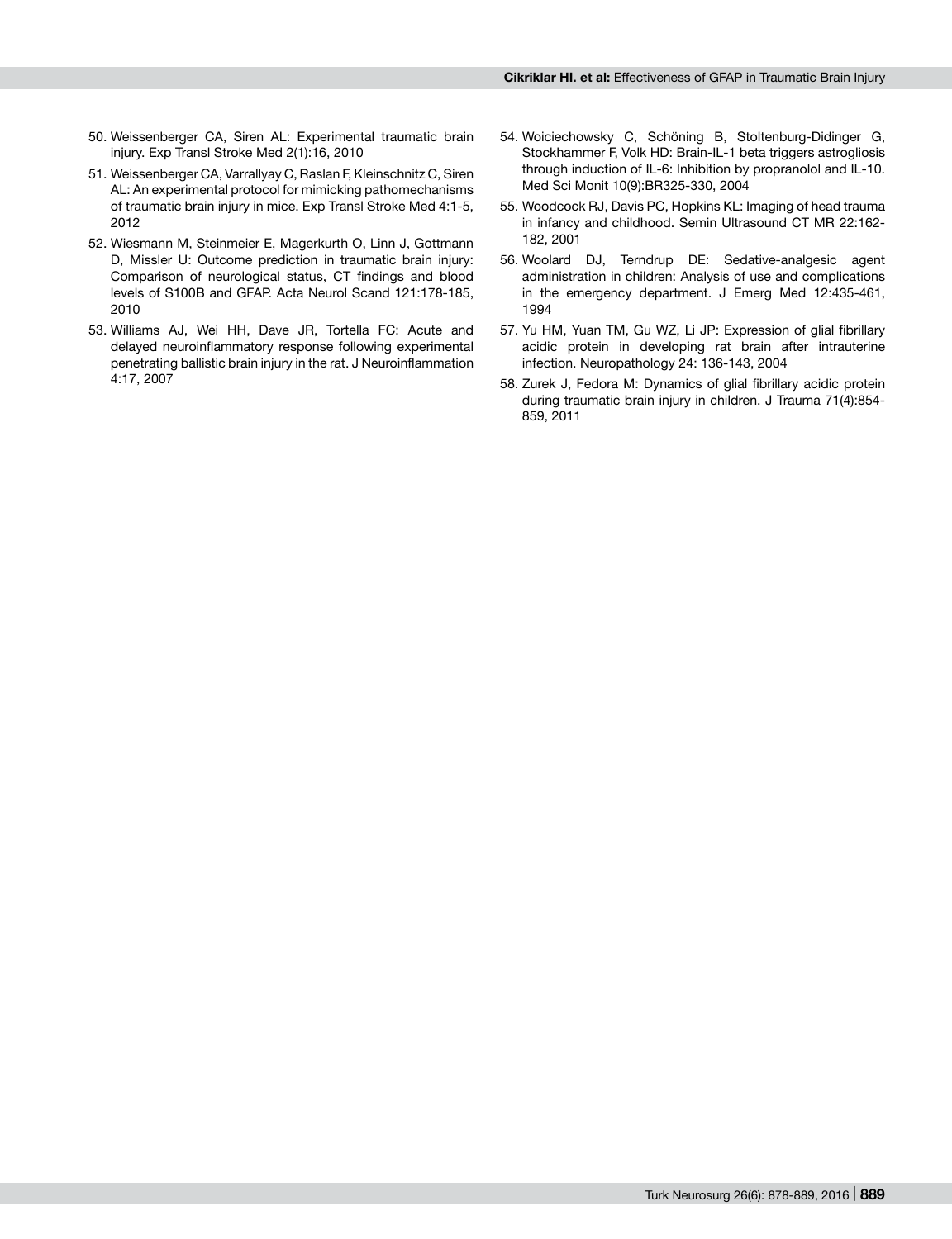50. Weissenberger CA, Siren AL: Experimental traumatic brain injury. Exp Transl Stroke Med 2(1):16, 2010
51. Weissenberger CA, Varrallyay C, Raslan F, Kleinschnitz C, Siren AL: An experimental protocol for mimicking pathomechanisms of traumatic brain injury in mice. Exp Transl Stroke Med 4:1-5, 2012
52. Wiesmann M, Steinmeier E, Magerkurth O, Linn J, Gottmann D, Missler U: Outcome prediction in traumatic brain injury: Comparison of neurological status, CT findings and blood levels of S100B and GFAP. Acta Neurol Scand 121:178-185, 2010
53. Williams AJ, Wei HH, Dave JR, Tortella FC: Acute and delayed neuroinflammatory response following experimental penetrating ballistic brain injury in the rat. J Neuroinflammation 4:17, 2007
54. Woiciechowsky C, Schöning B, Stoltenburg-Didinger G, Stockhammer F, Volk HD: Brain-IL-1 beta triggers astrogliosis through induction of IL-6: Inhibition by propranolol and IL-10. Med Sci Monit 10(9):BR325-330, 2004
55. Woodcock RJ, Davis PC, Hopkins KL: Imaging of head trauma in infancy and childhood. Semin Ultrasound CT MR 22:162-182, 2001
56. Woolard DJ, Terndrup DE: Sedative-analgesic agent administration in children: Analysis of use and complications in the emergency department. J Emerg Med 12:435-461, 1994
57. Yu HM, Yuan TM, Gu WZ, Li JP: Expression of glial fibrillary acidic protein in developing rat brain after intrauterine infection. Neuropathology 24: 136-143, 2004
58. Zurek J, Fedora M: Dynamics of glial fibrillary acidic protein during traumatic brain injury in children. J Trauma 71(4):854-859, 2011